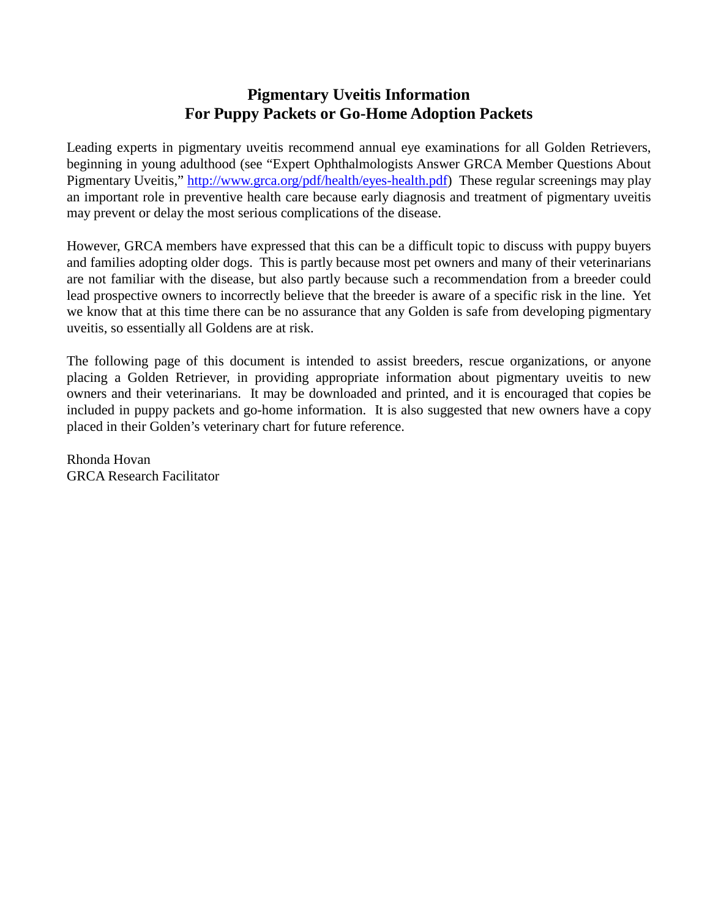# Pigmentary Uveitis Information
# For Puppy Packets or Go-Home Adoption Packets

Leading experts in pigmentary uveitis recommend annual eye examinations for all Golden Retrievers, beginning in young adulthood (see "Expert Ophthalmologists Answer GRCA Member Questions About Pigmentary Uveitis," [http://www.grca.org/pdf/health/eyes-health.pdf](http://www.grca.org/pdf/health/eyes-health.pdf)) These regular screenings may play an important role in preventive health care because early diagnosis and treatment of pigmentary uveitis may prevent or delay the most serious complications of the disease.

However, GRCA members have expressed that this can be a difficult topic to discuss with puppy buyers and families adopting older dogs. This is partly because most pet owners and many of their veterinarians are not familiar with the disease, but also partly because such a recommendation from a breeder could lead prospective owners to incorrectly believe that the breeder is aware of a specific risk in the line. Yet we know that at this time there can be no assurance that any Golden is safe from developing pigmentary uveitis, so essentially all Goldens are at risk.

The following page of this document is intended to assist breeders, rescue organizations, or anyone placing a Golden Retriever, in providing appropriate information about pigmentary uveitis to new owners and their veterinarians. It may be downloaded and printed, and it is encouraged that copies be included in puppy packets and go-home information. It is also suggested that new owners have a copy placed in their Golden's veterinary chart for future reference.

Rhonda Hovan
GRCA Research Facilitator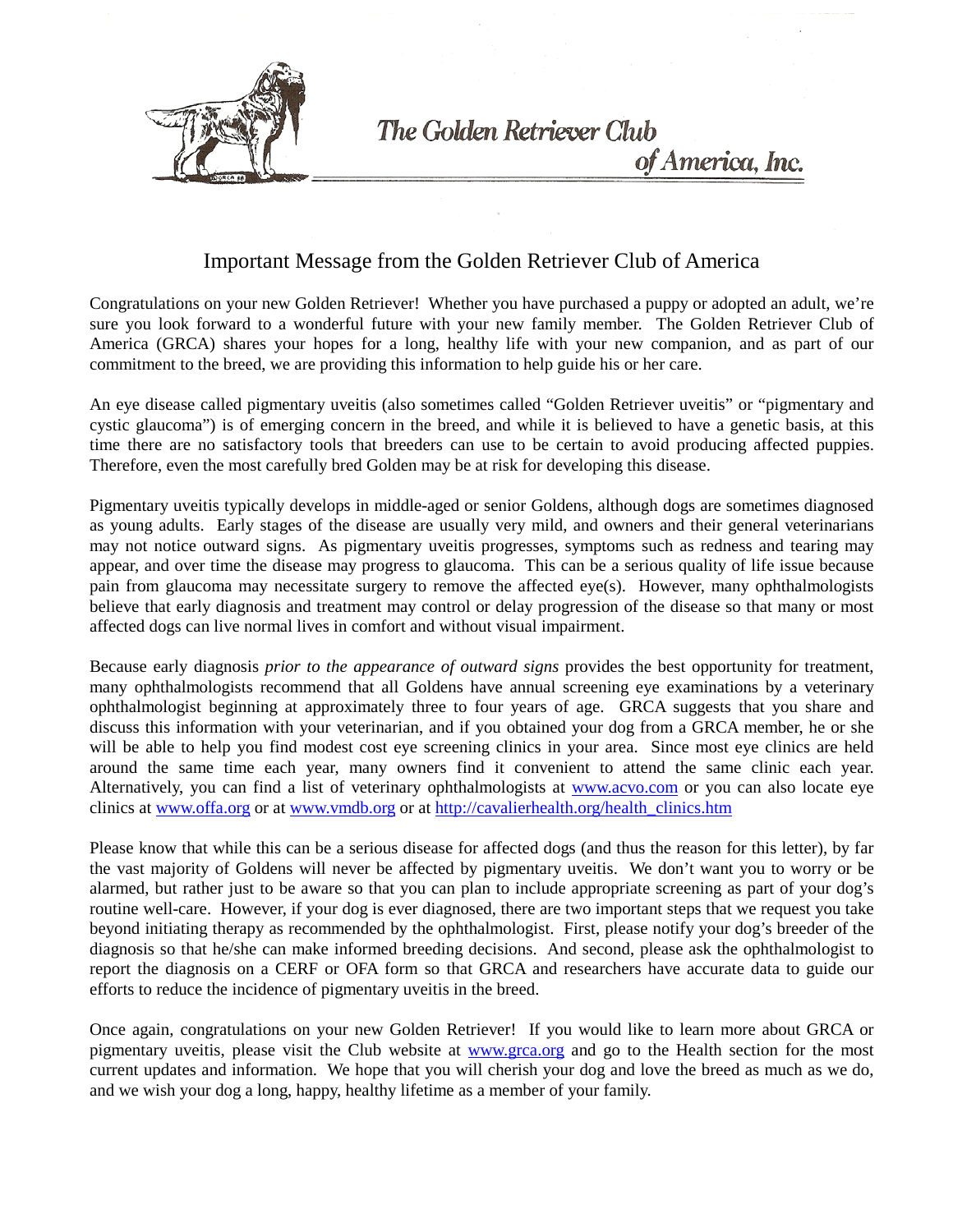The Golden Retriever Club of America, Inc.

## Important Message from the Golden Retriever Club of America

Congratulations on your new Golden Retriever! Whether you have purchased a puppy or adopted an adult, we're sure you look forward to a wonderful future with your new family member. The Golden Retriever Club of America (GRCA) shares your hopes for a long, healthy life with your new companion, and as part of our commitment to the breed, we are providing this information to help guide his or her care.

An eye disease called pigmentary uveitis (also sometimes called "Golden Retriever uveitis" or "pigmentary and cystic glaucoma") is of emerging concern in the breed, and while it is believed to have a genetic basis, at this time there are no satisfactory tools that breeders can use to be certain to avoid producing affected puppies. Therefore, even the most carefully bred Golden may be at risk for developing this disease.

Pigmentary uveitis typically develops in middle-aged or senior Goldens, although dogs are sometimes diagnosed as young adults. Early stages of the disease are usually very mild, and owners and their general veterinarians may not notice outward signs. As pigmentary uveitis progresses, symptoms such as redness and tearing may appear, and over time the disease may progress to glaucoma. This can be a serious quality of life issue because pain from glaucoma may necessitate surgery to remove the affected eye(s). However, many ophthalmologists believe that early diagnosis and treatment may control or delay progression of the disease so that many or most affected dogs can live normal lives in comfort and without visual impairment.

Because early diagnosis *prior to the appearance of outward signs* provides the best opportunity for treatment, many ophthalmologists recommend that all Goldens have annual screening eye examinations by a veterinary ophthalmologist beginning at approximately three to four years of age. GRCA suggests that you share and discuss this information with your veterinarian, and if you obtained your dog from a GRCA member, he or she will be able to help you find modest cost eye screening clinics in your area. Since most eye clinics are held around the same time each year, many owners find it convenient to attend the same clinic each year. Alternatively, you can find a list of veterinary ophthalmologists at www.acvo.com or you can also locate eye clinics at www.offa.org or at www.vmdb.org or at http://cavalierhealth.org/health_clinics.htm

Please know that while this can be a serious disease for affected dogs (and thus the reason for this letter), by far the vast majority of Goldens will never be affected by pigmentary uveitis. We don't want you to worry or be alarmed, but rather just to be aware so that you can plan to include appropriate screening as part of your dog's routine well-care. However, if your dog is ever diagnosed, there are two important steps that we request you take beyond initiating therapy as recommended by the ophthalmologist. First, please notify your dog's breeder of the diagnosis so that he/she can make informed breeding decisions. And second, please ask the ophthalmologist to report the diagnosis on a CERF or OFA form so that GRCA and researchers have accurate data to guide our efforts to reduce the incidence of pigmentary uveitis in the breed.

Once again, congratulations on your new Golden Retriever! If you would like to learn more about GRCA or pigmentary uveitis, please visit the Club website at www.grca.org and go to the Health section for the most current updates and information. We hope that you will cherish your dog and love the breed as much as we do, and we wish your dog a long, happy, healthy lifetime as a member of your family.